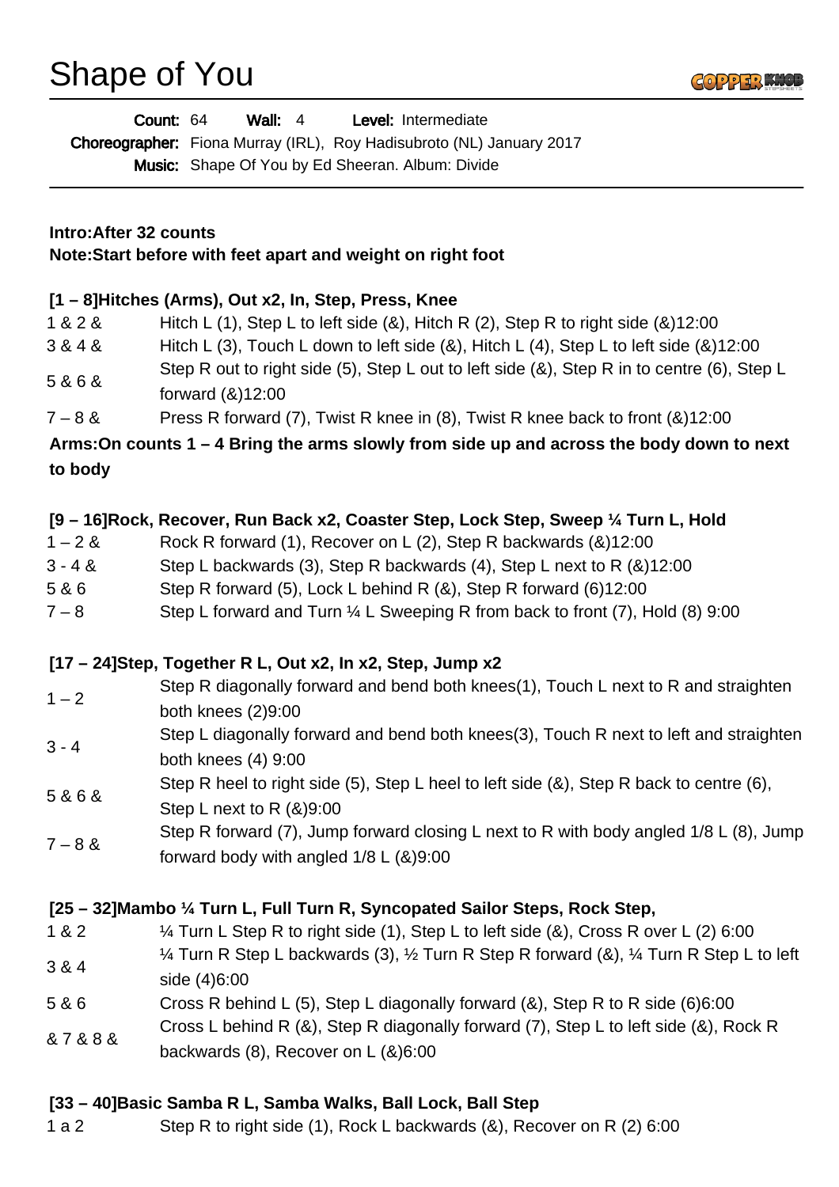# Shape of You

**Count:** 64 **Wall:** 4 **Level:** Intermediate

**Choreographer:** Fiona Murray (IRL), Roy Hadisubroto (NL) January 2017

**Music:** Shape Of You by Ed Sheeran. Album: Divide

---

**Intro:After 32 counts**

**Note:Start before with feet apart and weight on right foot**

**[1 – 8]Hitches (Arms), Out x2, In, Step, Press, Knee**

| | |
|---|---|
| 1 & 2 & | Hitch L (1), Step L to left side (&), Hitch R (2), Step R to right side (&)12:00 |
| 3 & 4 & | Hitch L (3), Touch L down to left side (&), Hitch L (4), Step L to left side (&)12:00 |
| 5 & 6 & | Step R out to right side (5), Step L out to left side (&), Step R in to centre (6), Step L forward (&)12:00 |
| 7 – 8 & | Press R forward (7), Twist R knee in (8), Twist R knee back to front (&)12:00 |

**Arms:On counts 1 – 4 Bring the arms slowly from side up and across the body down to next to body**

**[9 – 16]Rock, Recover, Run Back x2, Coaster Step, Lock Step, Sweep ¼ Turn L, Hold**

| | |
|---|---|
| 1 – 2 & | Rock R forward (1), Recover on L (2), Step R backwards (&)12:00 |
| 3 - 4 & | Step L backwards (3), Step R backwards (4), Step L next to R (&)12:00 |
| 5 & 6 | Step R forward (5), Lock L behind R (&), Step R forward (6)12:00 |
| 7 – 8 | Step L forward and Turn ¼ L Sweeping R from back to front (7), Hold (8) 9:00 |

**[17 – 24]Step, Together R L, Out x2, In x2, Step, Jump x2**

| | |
|---|---|
| 1 – 2 | Step R diagonally forward and bend both knees(1), Touch L next to R and straighten both knees (2)9:00 |
| 3 - 4 | Step L diagonally forward and bend both knees(3), Touch R next to left and straighten both knees (4) 9:00 |
| 5 & 6 & | Step R heel to right side (5), Step L heel to left side (&), Step R back to centre (6), Step L next to R (&)9:00 |
| 7 – 8 & | Step R forward (7), Jump forward closing L next to R with body angled 1/8 L (8), Jump forward body with angled 1/8 L (&)9:00 |

**[25 – 32]Mambo ¼ Turn L, Full Turn R, Syncopated Sailor Steps, Rock Step,**

| | |
|---|---|
| 1 & 2 | ¼ Turn L Step R to right side (1), Step L to left side (&), Cross R over L (2) 6:00 |
| 3 & 4 | ¼ Turn R Step L backwards (3), ½ Turn R Step R forward (&), ¼ Turn R Step L to left side (4)6:00 |
| 5 & 6 | Cross R behind L (5), Step L diagonally forward (&), Step R to R side (6)6:00 |
| & 7 & 8 & | Cross L behind R (&), Step R diagonally forward (7), Step L to left side (&), Rock R backwards (8), Recover on L (&)6:00 |

**[33 – 40]Basic Samba R L, Samba Walks, Ball Lock, Ball Step**

| | |
|---|---|
| 1 a 2 | Step R to right side (1), Rock L backwards (&), Recover on R (2) 6:00 |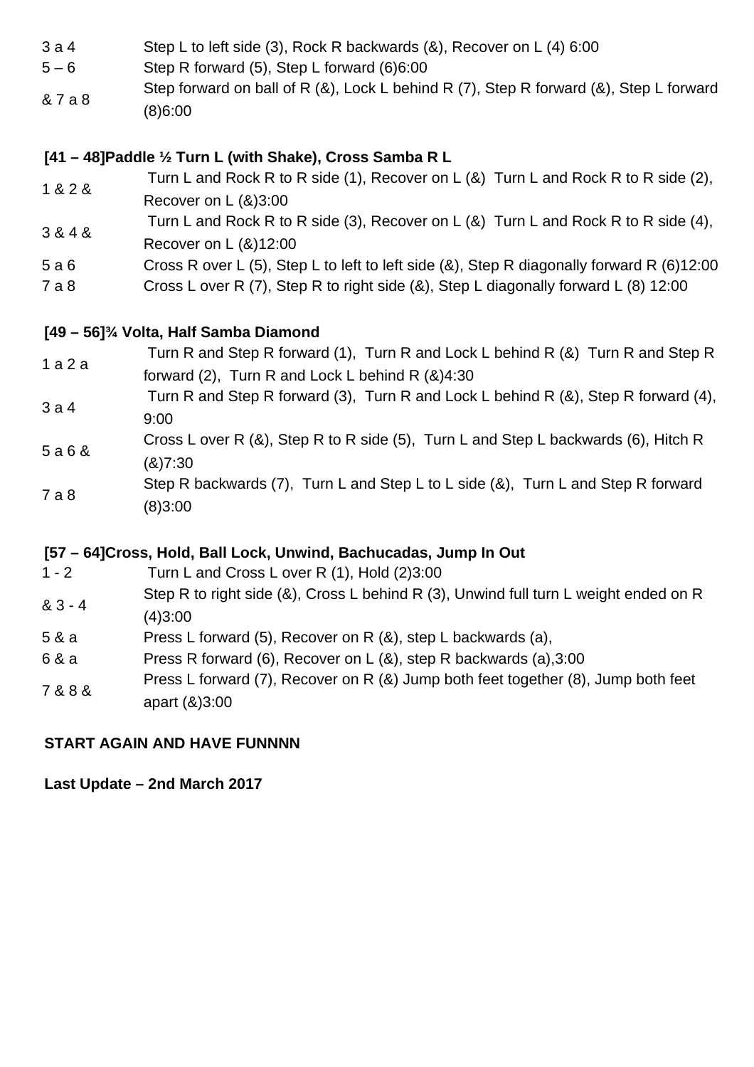| | |
|---|---|
| 3 a 4 | Step L to left side (3), Rock R backwards (&), Recover on L (4) 6:00 |
| 5 – 6 | Step R forward (5), Step L forward (6)6:00 |
| & 7 a 8 | Step forward on ball of R (&), Lock L behind R (7), Step R forward (&), Step L forward (8)6:00 |

**[41 – 48]Paddle ½ Turn L (with Shake), Cross Samba R L**

| | |
|---|---|
| 1 & 2 & | Turn L and Rock R to R side (1), Recover on L (&) Turn L and Rock R to R side (2), Recover on L (&)3:00 |
| 3 & 4 & | Turn L and Rock R to R side (3), Recover on L (&) Turn L and Rock R to R side (4), Recover on L (&)12:00 |
| 5 a 6 | Cross R over L (5), Step L to left to left side (&), Step R diagonally forward R (6)12:00 |
| 7 a 8 | Cross L over R (7), Step R to right side (&), Step L diagonally forward L (8) 12:00 |

**[49 – 56]¾ Volta, Half Samba Diamond**

| | |
|---|---|
| 1 a 2 a | Turn R and Step R forward (1), Turn R and Lock L behind R (&) Turn R and Step R forward (2), Turn R and Lock L behind R (&)4:30 |
| 3 a 4 | Turn R and Step R forward (3), Turn R and Lock L behind R (&), Step R forward (4), 9:00 |
| 5 a 6 & | Cross L over R (&), Step R to R side (5), Turn L and Step L backwards (6), Hitch R (&)7:30 |
| 7 a 8 | Step R backwards (7), Turn L and Step L to L side (&), Turn L and Step R forward (8)3:00 |

**[57 – 64]Cross, Hold, Ball Lock, Unwind, Bachucadas, Jump In Out**

| | |
|---|---|
| 1 - 2 | Turn L and Cross L over R (1), Hold (2)3:00 |
| & 3 - 4 | Step R to right side (&), Cross L behind R (3), Unwind full turn L weight ended on R (4)3:00 |
| 5 & a | Press L forward (5), Recover on R (&), step L backwards (a), |
| 6 & a | Press R forward (6), Recover on L (&), step R backwards (a),3:00 |
| 7 & 8 & | Press L forward (7), Recover on R (&) Jump both feet together (8), Jump both feet apart (&)3:00 |

**START AGAIN AND HAVE FUNNNN**

**Last Update – 2nd March 2017**